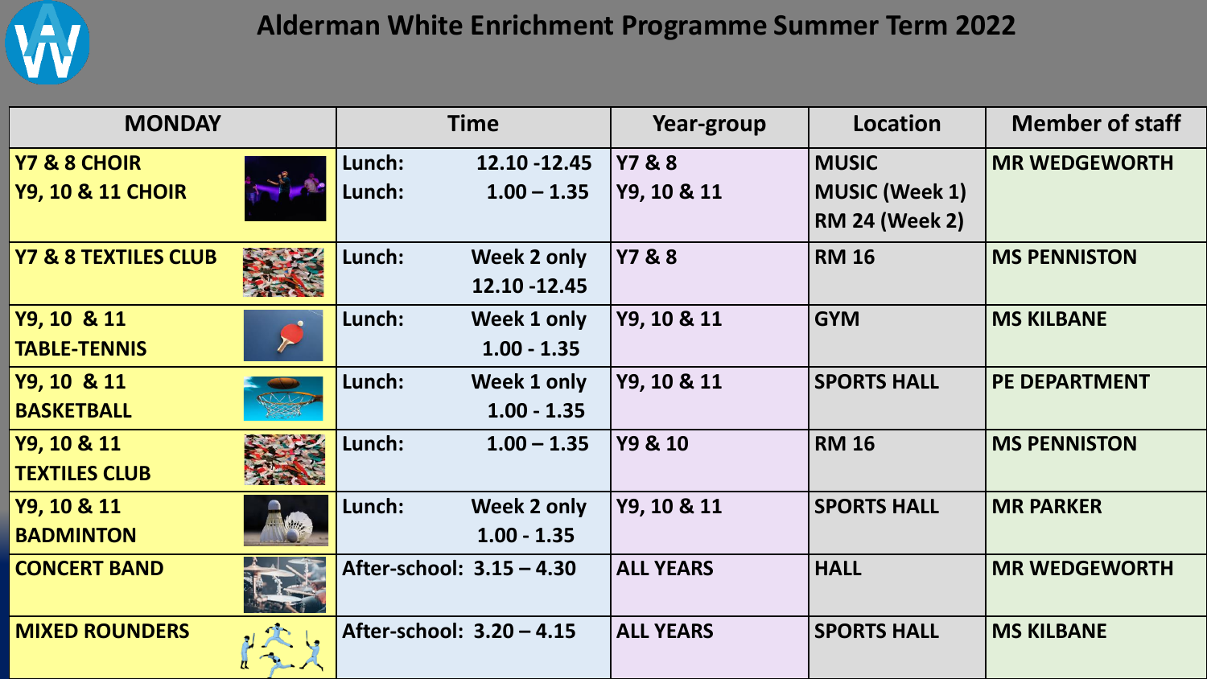# Alderman White Enrichment Programme Summer Term 2022

| MONDAY | Time | Year-group | Location | Member of staff |
|---|---|---|---|---|
| Y7 & 8 CHOIR<br>Y9, 10 & 11 CHOIR | Lunch: 12.10 -12.45<br>Lunch: 1.00 – 1.35 | Y7 & 8<br>Y9, 10 & 11 | MUSIC<br>MUSIC (Week 1)<br>RM 24 (Week 2) | MR WEDGEWORTH |
| Y7 & 8 TEXTILES CLUB | Lunch: Week 2 only 12.10 -12.45 | Y7 & 8 | RM 16 | MS PENNISTON |
| Y9, 10 & 11 TABLE-TENNIS | Lunch: Week 1 only 1.00 - 1.35 | Y9, 10 & 11 | GYM | MS KILBANE |
| Y9, 10 & 11 BASKETBALL | Lunch: Week 1 only 1.00 - 1.35 | Y9, 10 & 11 | SPORTS HALL | PE DEPARTMENT |
| Y9, 10 & 11 TEXTILES CLUB | Lunch: 1.00 – 1.35 | Y9 & 10 | RM 16 | MS PENNISTON |
| Y9, 10 & 11 BADMINTON | Lunch: Week 2 only 1.00 - 1.35 | Y9, 10 & 11 | SPORTS HALL | MR PARKER |
| CONCERT BAND | After-school: 3.15 – 4.30 | ALL YEARS | HALL | MR WEDGEWORTH |
| MIXED ROUNDERS | After-school: 3.20 – 4.15 | ALL YEARS | SPORTS HALL | MS KILBANE |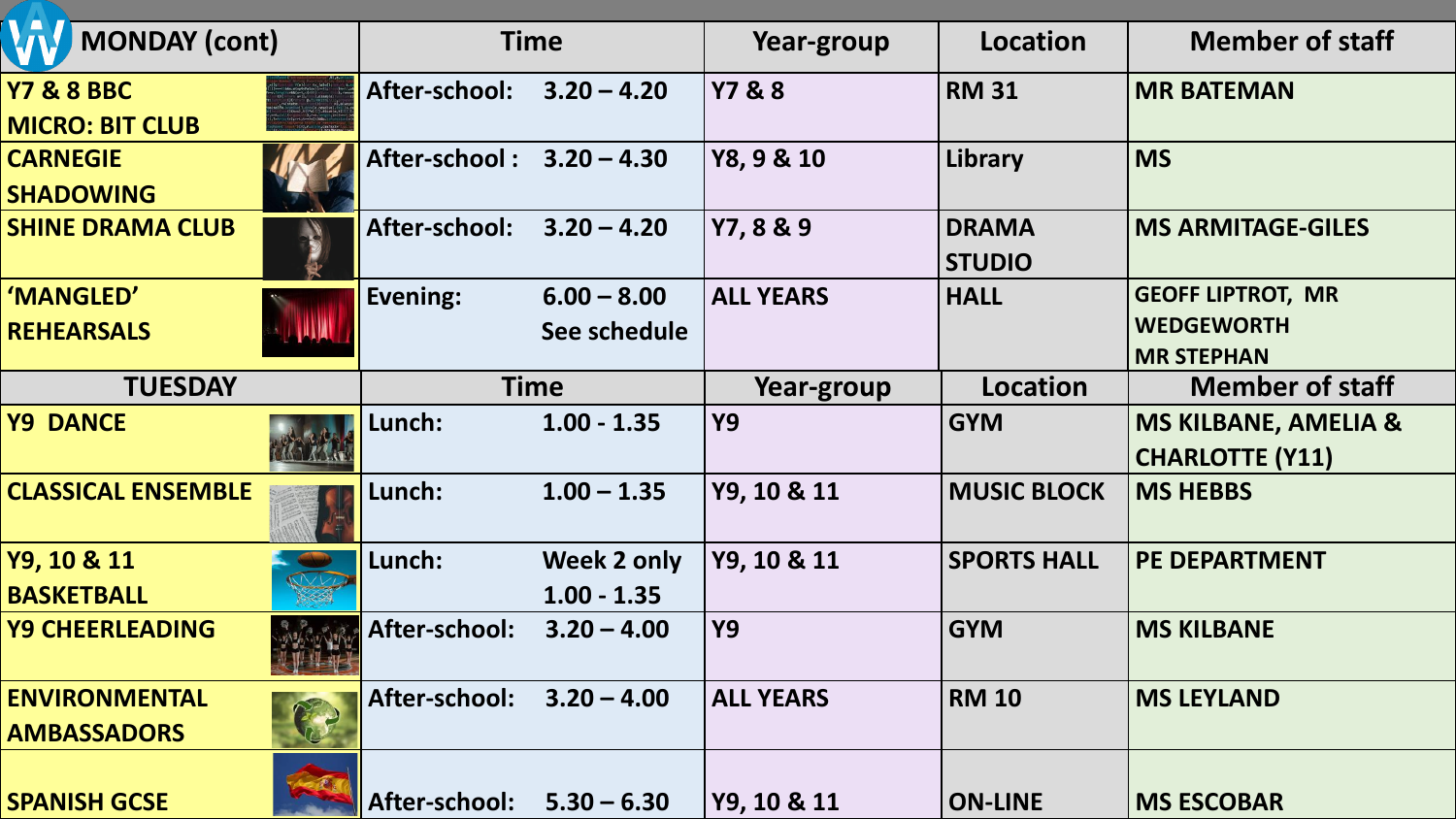| MONDAY (cont) | Time | Year-group | Location | Member of staff |
| --- | --- | --- | --- | --- |
| Y7 & 8 BBC MICRO: BIT CLUB | After-school: 3.20 – 4.20 | Y7 & 8 | RM 31 | MR BATEMAN |
| CARNEGIE SHADOWING | After-school : 3.20 – 4.30 | Y8, 9 & 10 | Library | MS |
| SHINE DRAMA CLUB | After-school: 3.20 – 4.20 | Y7, 8 & 9 | DRAMA STUDIO | MS ARMITAGE-GILES |
| 'MANGLED' REHEARSALS | Evening: 6.00 – 8.00 See schedule | ALL YEARS | HALL | GEOFF LIPTROT, MR WEDGEWORTH MR STEPHAN |

| TUESDAY | Time | Year-group | Location | Member of staff |
| --- | --- | --- | --- | --- |
| Y9 DANCE | Lunch: 1.00 - 1.35 | Y9 | GYM | MS KILBANE, AMELIA & CHARLOTTE (Y11) |
| CLASSICAL ENSEMBLE | Lunch: 1.00 – 1.35 | Y9, 10 & 11 | MUSIC BLOCK | MS HEBBS |
| Y9, 10 & 11 BASKETBALL | Lunch: Week 2 only 1.00 - 1.35 | Y9, 10 & 11 | SPORTS HALL | PE DEPARTMENT |
| Y9 CHEERLEADING | After-school: 3.20 – 4.00 | Y9 | GYM | MS KILBANE |
| ENVIRONMENTAL AMBASSADORS | After-school: 3.20 – 4.00 | ALL YEARS | RM 10 | MS LEYLAND |
| SPANISH GCSE | After-school: 5.30 – 6.30 | Y9, 10 & 11 | ON-LINE | MS ESCOBAR |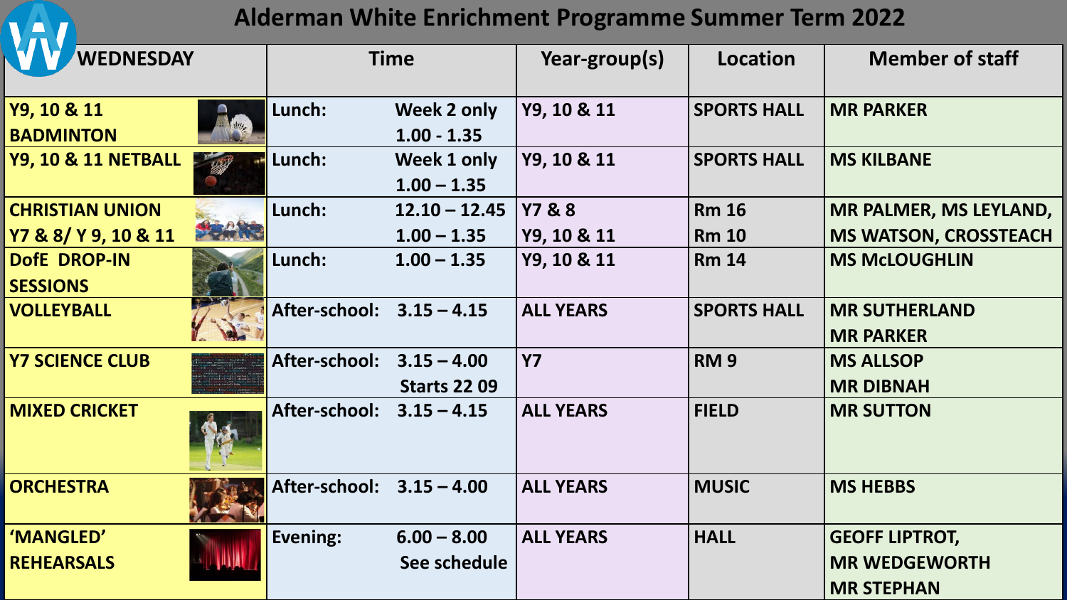# Alderman White Enrichment Programme Summer Term 2022

| WEDNESDAY | Time | Year-group(s) | Location | Member of staff |
|---|---|---|---|---|
| Y9, 10 & 11 BADMINTON | Lunch: Week 2 only 1.00 - 1.35 | Y9, 10 & 11 | SPORTS HALL | MR PARKER |
| Y9, 10 & 11 NETBALL | Lunch: Week 1 only 1.00 – 1.35 | Y9, 10 & 11 | SPORTS HALL | MS KILBANE |
| CHRISTIAN UNION Y7 & 8/ Y 9, 10 & 11 | Lunch: 12.10 – 12.45 1.00 – 1.35 | Y7 & 8 Y9, 10 & 11 | Rm 16 Rm 10 | MR PALMER, MS LEYLAND, MS WATSON, CROSSTEACH |
| DofE DROP-IN SESSIONS | Lunch: 1.00 – 1.35 | Y9, 10 & 11 | Rm 14 | MS McLOUGHLIN |
| VOLLEYBALL | After-school: 3.15 – 4.15 | ALL YEARS | SPORTS HALL | MR SUTHERLAND MR PARKER |
| Y7 SCIENCE CLUB | After-school: 3.15 – 4.00 Starts 22 09 | Y7 | RM 9 | MS ALLSOP MR DIBNAH |
| MIXED CRICKET | After-school: 3.15 – 4.15 | ALL YEARS | FIELD | MR SUTTON |
| ORCHESTRA | After-school: 3.15 – 4.00 | ALL YEARS | MUSIC | MS HEBBS |
| 'MANGLED' REHEARSALS | Evening: 6.00 – 8.00 See schedule | ALL YEARS | HALL | GEOFF LIPTROT, MR WEDGEWORTH MR STEPHAN |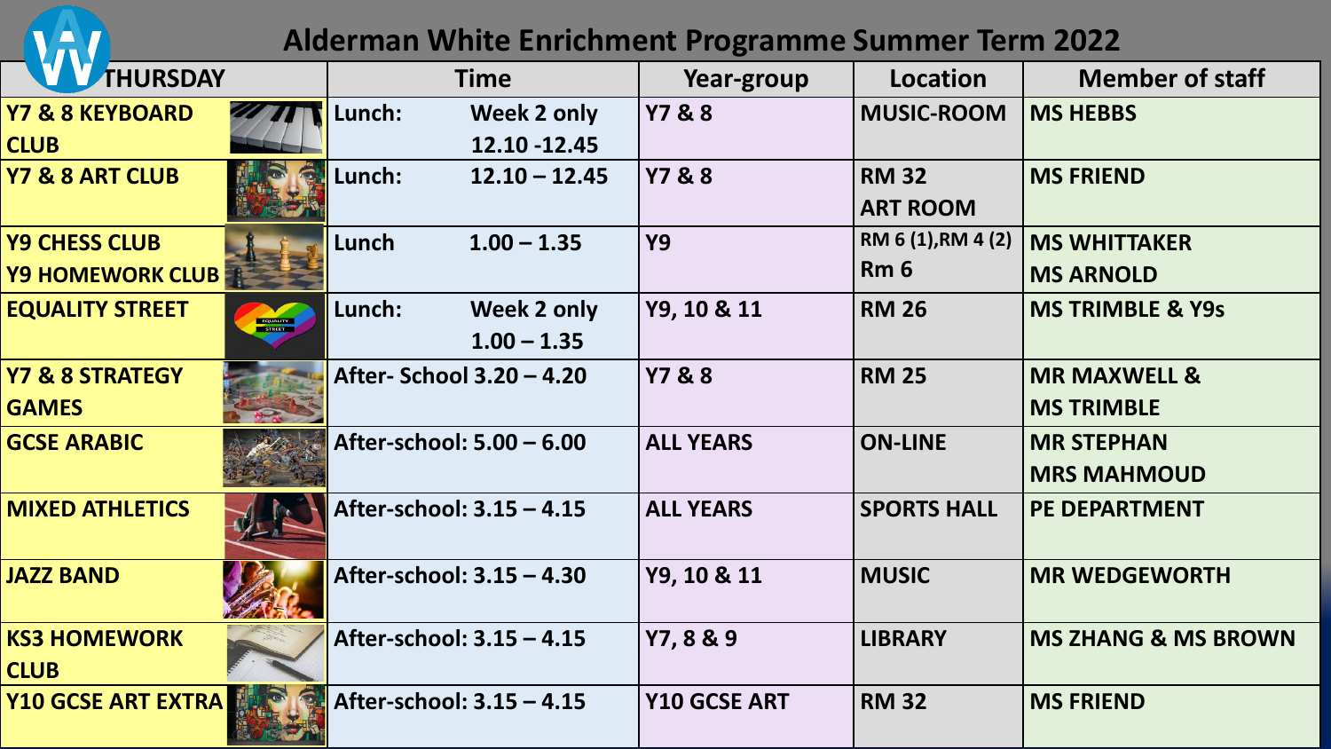# Alderman White Enrichment Programme Summer Term 2022

| THURSDAY | Time | Year-group | Location | Member of staff |
|---|---|---|---|---|
| Y7 & 8 KEYBOARD CLUB | Lunch: Week 2 only 12.10 -12.45 | Y7 & 8 | MUSIC-ROOM | MS HEBBS |
| Y7 & 8 ART CLUB | Lunch: 12.10 – 12.45 | Y7 & 8 | RM 32 ART ROOM | MS FRIEND |
| Y9 CHESS CLUB<br>Y9 HOMEWORK CLUB | Lunch 1.00 – 1.35 | Y9 | RM 6 (1),RM 4 (2)<br>Rm 6 | MS WHITTAKER<br>MS ARNOLD |
| EQUALITY STREET | Lunch: Week 2 only 1.00 – 1.35 | Y9, 10 & 11 | RM 26 | MS TRIMBLE & Y9s |
| Y7 & 8 STRATEGY GAMES | After- School 3.20 – 4.20 | Y7 & 8 | RM 25 | MR MAXWELL & MS TRIMBLE |
| GCSE ARABIC | After-school: 5.00 – 6.00 | ALL YEARS | ON-LINE | MR STEPHAN<br>MRS MAHMOUD |
| MIXED ATHLETICS | After-school: 3.15 – 4.15 | ALL YEARS | SPORTS HALL | PE DEPARTMENT |
| JAZZ BAND | After-school: 3.15 – 4.30 | Y9, 10 & 11 | MUSIC | MR WEDGEWORTH |
| KS3 HOMEWORK CLUB | After-school: 3.15 – 4.15 | Y7, 8 & 9 | LIBRARY | MS ZHANG & MS BROWN |
| Y10 GCSE ART EXTRA | After-school: 3.15 – 4.15 | Y10 GCSE ART | RM 32 | MS FRIEND |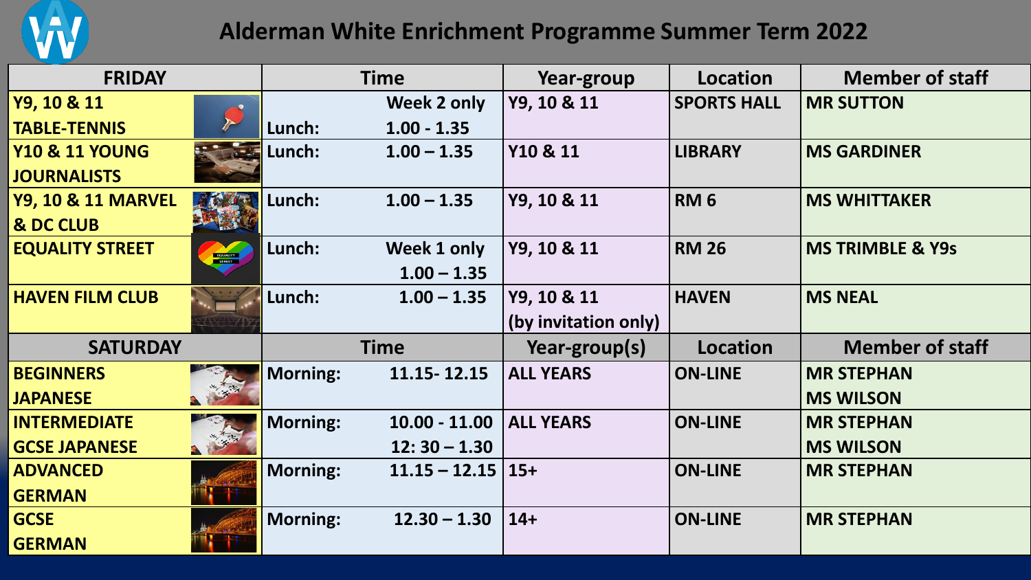# Alderman White Enrichment Programme Summer Term 2022

| FRIDAY | Time | Year-group | Location | Member of staff |
|---|---|---|---|---|
| Y9, 10 & 11 TABLE-TENNIS | Lunch: Week 2 only 1.00 - 1.35 | Y9, 10 & 11 | SPORTS HALL | MR SUTTON |
| Y10 & 11 YOUNG JOURNALISTS | Lunch: 1.00 – 1.35 | Y10 & 11 | LIBRARY | MS GARDINER |
| Y9, 10 & 11 MARVEL & DC CLUB | Lunch: 1.00 – 1.35 | Y9, 10 & 11 | RM 6 | MS WHITTAKER |
| EQUALITY STREET | Lunch: Week 1 only 1.00 – 1.35 | Y9, 10 & 11 | RM 26 | MS TRIMBLE & Y9s |
| HAVEN FILM CLUB | Lunch: 1.00 – 1.35 | Y9, 10 & 11 (by invitation only) | HAVEN | MS NEAL |
| **SATURDAY** | **Time** | **Year-group(s)** | **Location** | **Member of staff** |
| BEGINNERS JAPANESE | Morning: 11.15- 12.15 | ALL YEARS | ON-LINE | MR STEPHAN MS WILSON |
| INTERMEDIATE GCSE JAPANESE | Morning: 10.00 - 11.00 12: 30 – 1.30 | ALL YEARS | ON-LINE | MR STEPHAN MS WILSON |
| ADVANCED GERMAN | Morning: 11.15 – 12.15 | 15+ | ON-LINE | MR STEPHAN |
| GCSE GERMAN | Morning: 12.30 – 1.30 | 14+ | ON-LINE | MR STEPHAN |